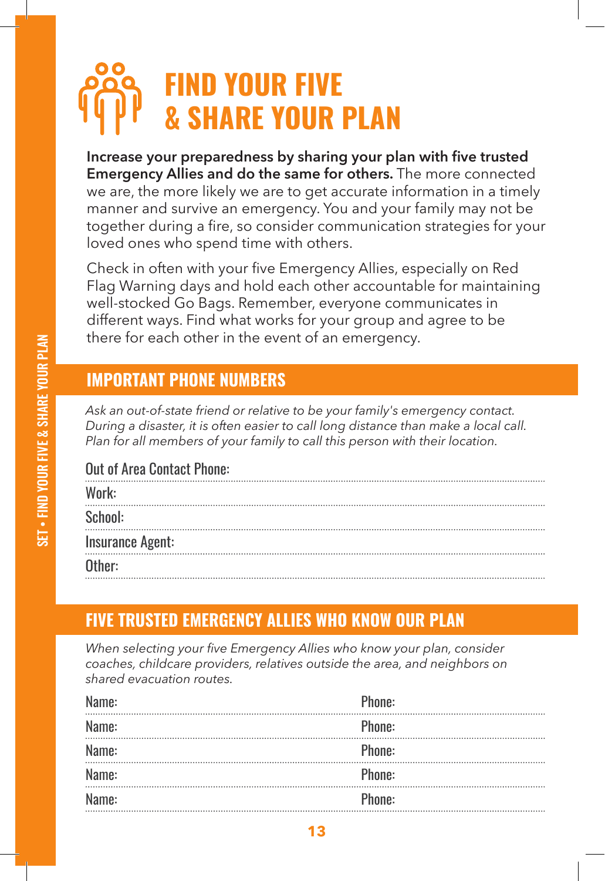# FIND YOUR FIVE & SHARE YOUR PLAN

**Increase your preparedness by sharing your plan with five trusted Emergency Allies and do the same for others.** The more connected we are, the more likely we are to get accurate information in a timely manner and survive an emergency. You and your family may not be together during a fire, so consider communication strategies for your loved ones who spend time with others.

Check in often with your five Emergency Allies, especially on Red Flag Warning days and hold each other accountable for maintaining well-stocked Go Bags. Remember, everyone communicates in different ways. Find what works for your group and agree to be there for each other in the event of an emergency.

## IMPORTANT PHONE NUMBERS

*Ask an out-of-state friend or relative to be your family's emergency contact. During a disaster, it is often easier to call long distance than make a local call. Plan for all members of your family to call this person with their location.*

Out of Area Contact Phone:

Work:

School:

Insurance Agent:

Other:

## FIVE TRUSTED EMERGENCY ALLIES WHO KNOW OUR PLAN

*When selecting your five Emergency Allies who know your plan, consider coaches, childcare providers, relatives outside the area, and neighbors on shared evacuation routes.*

| Name: | Phone: |
|---|---|
| Name: | Phone: |
| Name: | Phone: |
| Name: | Phone: |
| Name: | Phone: |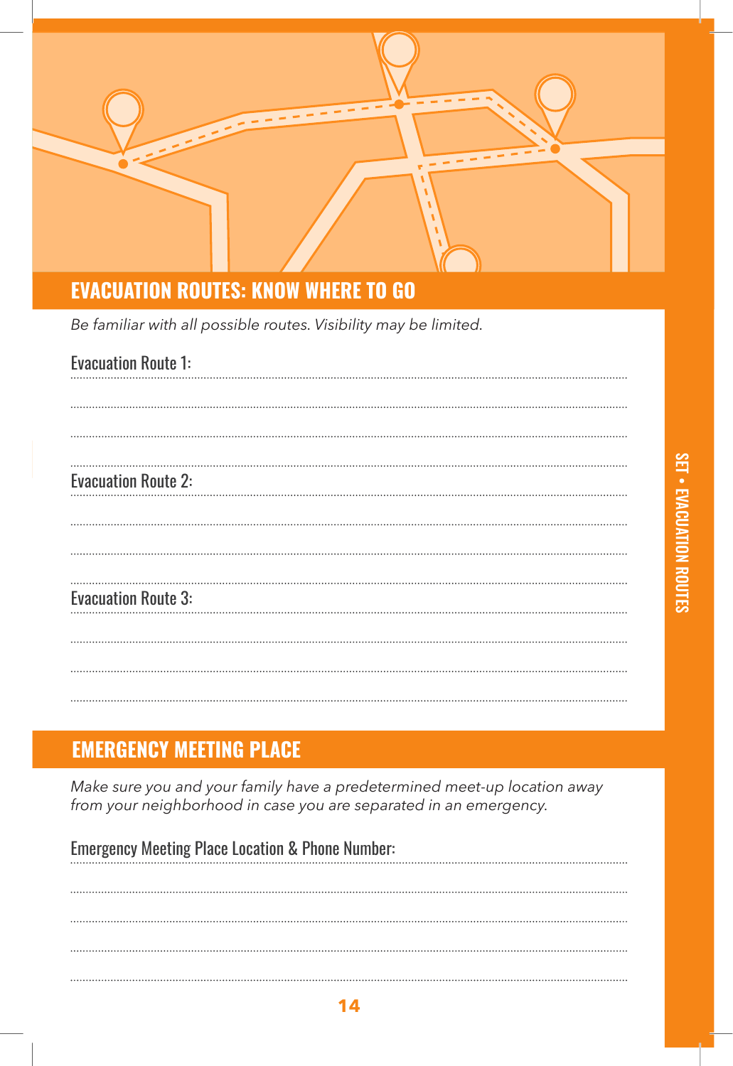## EVACUATION ROUTES: KNOW WHERE TO GO

*Be familiar with all possible routes. Visibility may be limited.*

Evacuation Route 1:

Evacuation Route 2:

Evacuation Route 3:

## EMERGENCY MEETING PLACE

*Make sure you and your family have a predetermined meet-up location away from your neighborhood in case you are separated in an emergency.*

Emergency Meeting Place Location & Phone Number: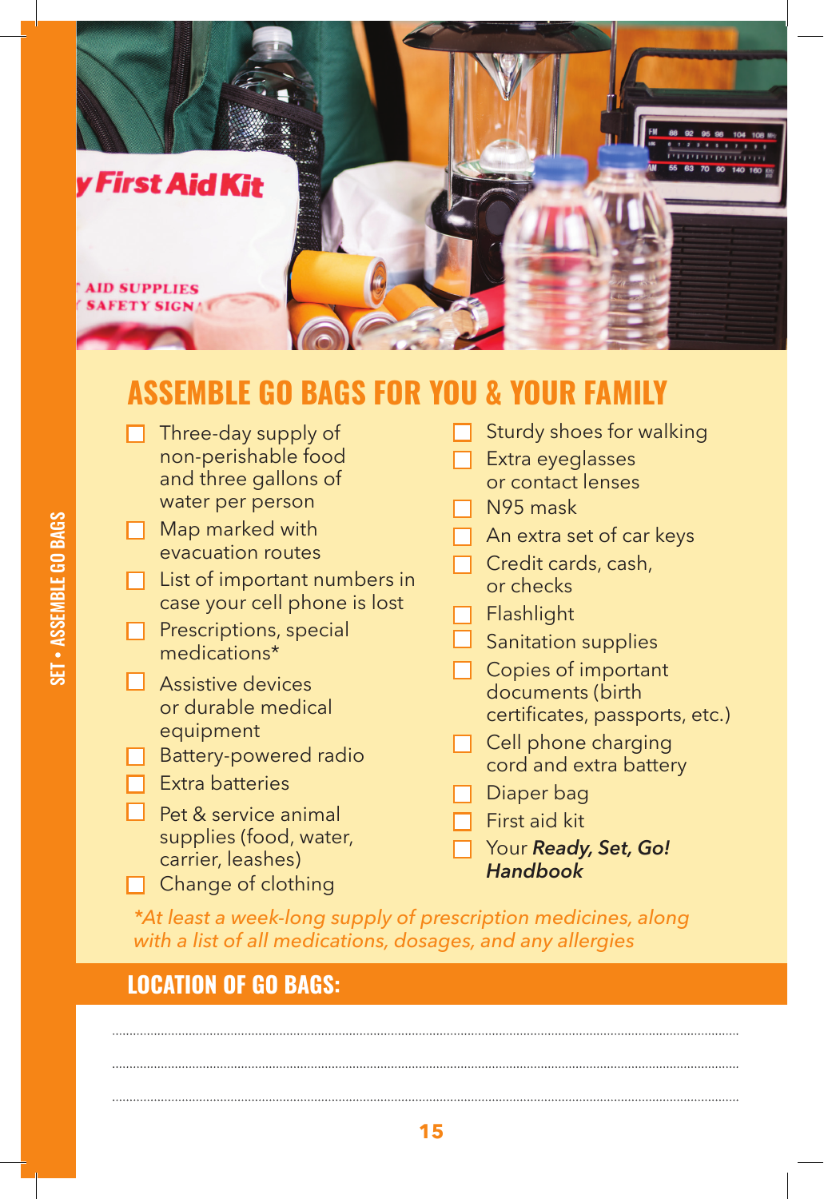## ASSEMBLE GO BAGS FOR YOU & YOUR FAMILY

- [ ] Three-day supply of non-perishable food and three gallons of water per person
- [ ] Map marked with evacuation routes
- [ ] List of important numbers in case your cell phone is lost
- [ ] Prescriptions, special medications*
- [ ] Assistive devices or durable medical equipment
- [ ] Battery-powered radio
- [ ] Extra batteries
- [ ] Pet & service animal supplies (food, water, carrier, leashes)
- [ ] Change of clothing
- [ ] Sturdy shoes for walking
- [ ] Extra eyeglasses or contact lenses
- [ ] N95 mask
- [ ] An extra set of car keys
- [ ] Credit cards, cash, or checks
- [ ] Flashlight
- [ ] Sanitation supplies
- [ ] Copies of important documents (birth certificates, passports, etc.)
- [ ] Cell phone charging cord and extra battery
- [ ] Diaper bag
- [ ] First aid kit
- [ ] Your ***Ready, Set, Go! Handbook***

*\*At least a week-long supply of prescription medicines, along with a list of all medications, dosages, and any allergies*

## LOCATION OF GO BAGS:

..............................................................................................................................

..............................................................................................................................

..............................................................................................................................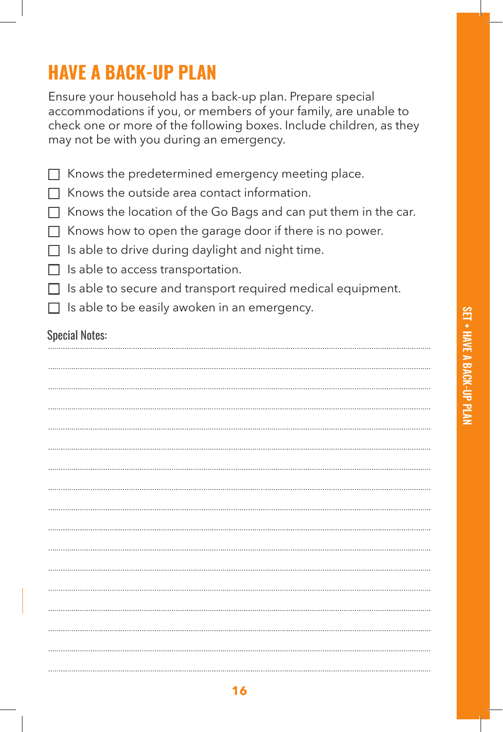# HAVE A BACK-UP PLAN

Ensure your household has a back-up plan. Prepare special accommodations if you, or members of your family, are unable to check one or more of the following boxes. Include children, as they may not be with you during an emergency.

- ☐ Knows the predetermined emergency meeting place.
- ☐ Knows the outside area contact information.
- ☐ Knows the location of the Go Bags and can put them in the car.
- ☐ Knows how to open the garage door if there is no power.
- ☐ Is able to drive during daylight and night time.
- ☐ Is able to access transportation.
- ☐ Is able to secure and transport required medical equipment.
- ☐ Is able to be easily awoken in an emergency.

Special Notes: